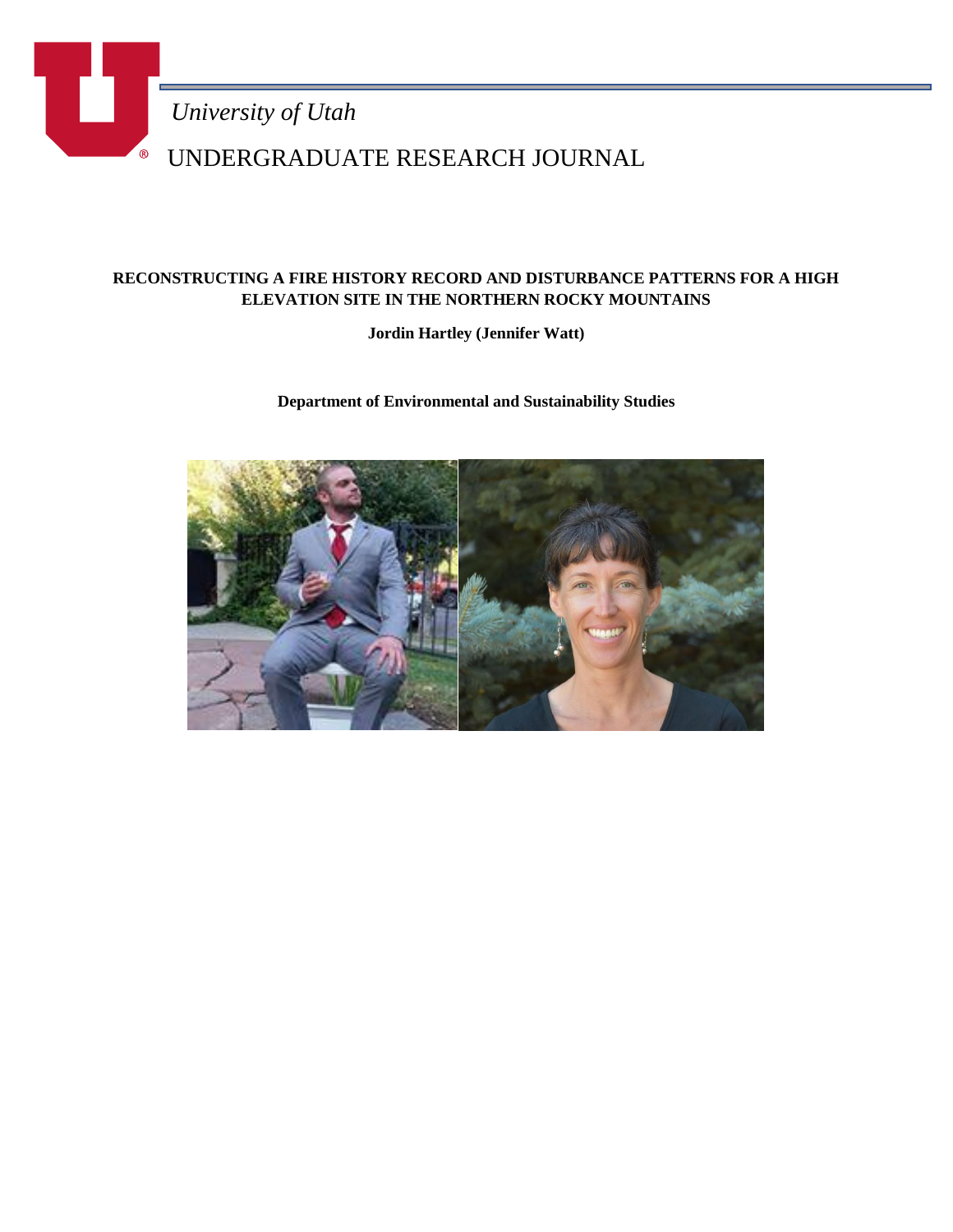*University of Utah*

UNDERGRADUATE RESEARCH JOURNAL

# RECONSTRUCTING A FIRE HISTORY RECORD AND DISTURBANCE PATTERNS FOR A HIGH ELEVATION SITE IN THE NORTHERN ROCKY MOUNTAINS

**Jordin Hartley (Jennifer Watt)**

**Department of Environmental and Sustainability Studies**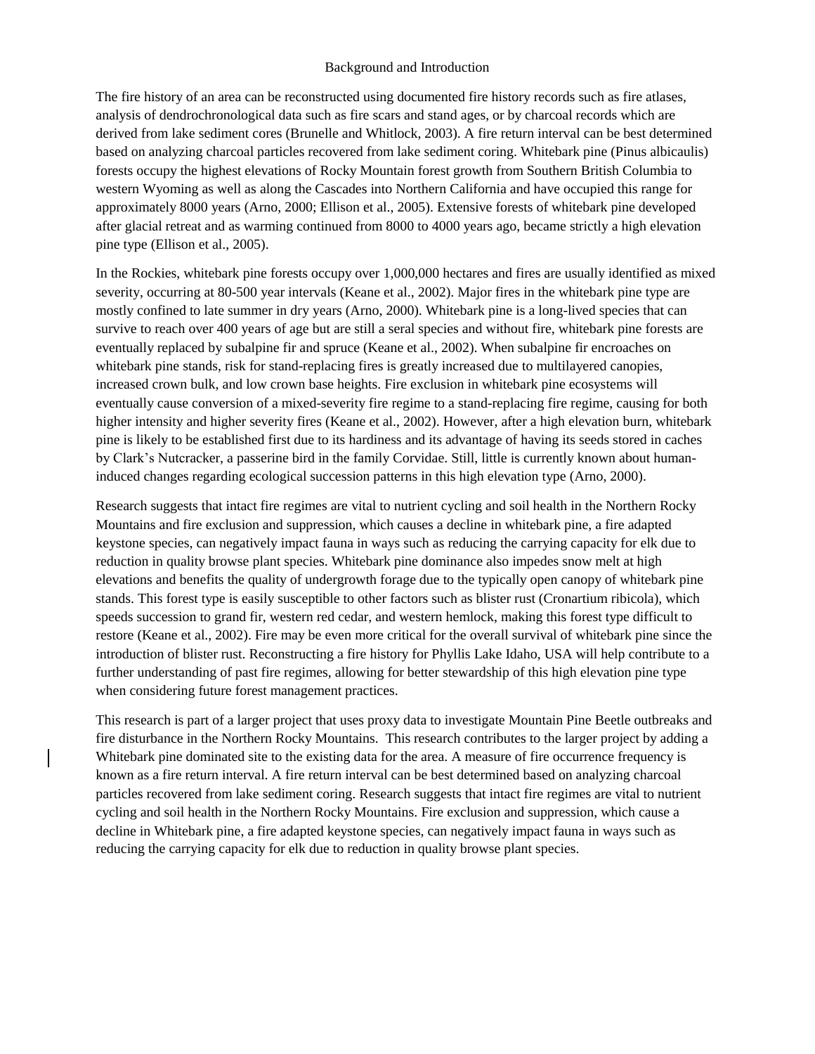## Background and Introduction

The fire history of an area can be reconstructed using documented fire history records such as fire atlases, analysis of dendrochronological data such as fire scars and stand ages, or by charcoal records which are derived from lake sediment cores (Brunelle and Whitlock, 2003). A fire return interval can be best determined based on analyzing charcoal particles recovered from lake sediment coring. Whitebark pine (Pinus albicaulis) forests occupy the highest elevations of Rocky Mountain forest growth from Southern British Columbia to western Wyoming as well as along the Cascades into Northern California and have occupied this range for approximately 8000 years (Arno, 2000; Ellison et al., 2005). Extensive forests of whitebark pine developed after glacial retreat and as warming continued from 8000 to 4000 years ago, became strictly a high elevation pine type (Ellison et al., 2005).

In the Rockies, whitebark pine forests occupy over 1,000,000 hectares and fires are usually identified as mixed severity, occurring at 80-500 year intervals (Keane et al., 2002). Major fires in the whitebark pine type are mostly confined to late summer in dry years (Arno, 2000). Whitebark pine is a long-lived species that can survive to reach over 400 years of age but are still a seral species and without fire, whitebark pine forests are eventually replaced by subalpine fir and spruce (Keane et al., 2002). When subalpine fir encroaches on whitebark pine stands, risk for stand-replacing fires is greatly increased due to multilayered canopies, increased crown bulk, and low crown base heights. Fire exclusion in whitebark pine ecosystems will eventually cause conversion of a mixed-severity fire regime to a stand-replacing fire regime, causing for both higher intensity and higher severity fires (Keane et al., 2002). However, after a high elevation burn, whitebark pine is likely to be established first due to its hardiness and its advantage of having its seeds stored in caches by Clark's Nutcracker, a passerine bird in the family Corvidae. Still, little is currently known about human-induced changes regarding ecological succession patterns in this high elevation type (Arno, 2000).

Research suggests that intact fire regimes are vital to nutrient cycling and soil health in the Northern Rocky Mountains and fire exclusion and suppression, which causes a decline in whitebark pine, a fire adapted keystone species, can negatively impact fauna in ways such as reducing the carrying capacity for elk due to reduction in quality browse plant species. Whitebark pine dominance also impedes snow melt at high elevations and benefits the quality of undergrowth forage due to the typically open canopy of whitebark pine stands. This forest type is easily susceptible to other factors such as blister rust (Cronartium ribicola), which speeds succession to grand fir, western red cedar, and western hemlock, making this forest type difficult to restore (Keane et al., 2002). Fire may be even more critical for the overall survival of whitebark pine since the introduction of blister rust. Reconstructing a fire history for Phyllis Lake Idaho, USA will help contribute to a further understanding of past fire regimes, allowing for better stewardship of this high elevation pine type when considering future forest management practices.

This research is part of a larger project that uses proxy data to investigate Mountain Pine Beetle outbreaks and fire disturbance in the Northern Rocky Mountains. This research contributes to the larger project by adding a Whitebark pine dominated site to the existing data for the area. A measure of fire occurrence frequency is known as a fire return interval. A fire return interval can be best determined based on analyzing charcoal particles recovered from lake sediment coring. Research suggests that intact fire regimes are vital to nutrient cycling and soil health in the Northern Rocky Mountains. Fire exclusion and suppression, which cause a decline in Whitebark pine, a fire adapted keystone species, can negatively impact fauna in ways such as reducing the carrying capacity for elk due to reduction in quality browse plant species.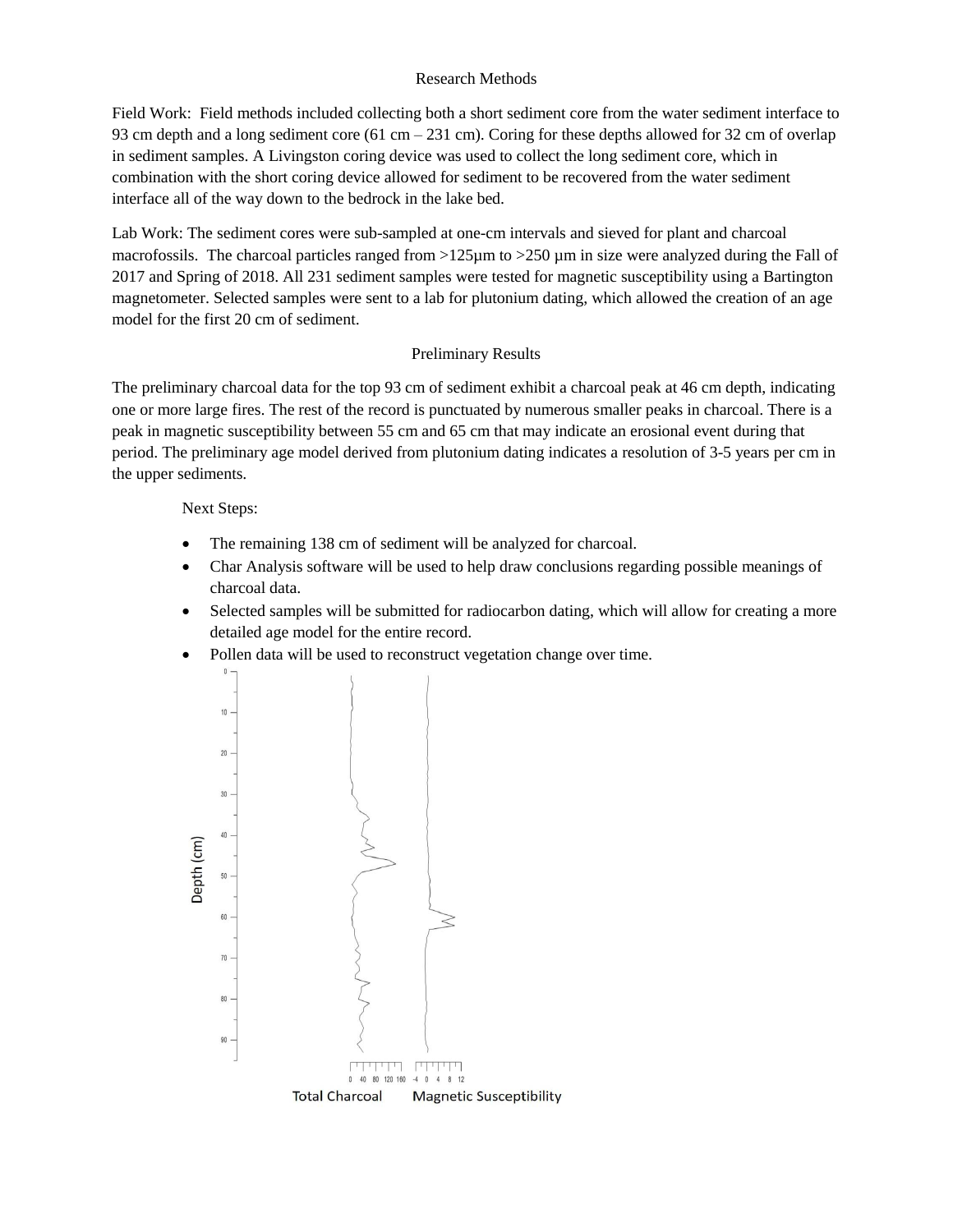## Research Methods

Field Work: Field methods included collecting both a short sediment core from the water sediment interface to 93 cm depth and a long sediment core (61 cm – 231 cm). Coring for these depths allowed for 32 cm of overlap in sediment samples. A Livingston coring device was used to collect the long sediment core, which in combination with the short coring device allowed for sediment to be recovered from the water sediment interface all of the way down to the bedrock in the lake bed.

Lab Work: The sediment cores were sub-sampled at one-cm intervals and sieved for plant and charcoal macrofossils. The charcoal particles ranged from >125µm to >250 µm in size were analyzed during the Fall of 2017 and Spring of 2018. All 231 sediment samples were tested for magnetic susceptibility using a Bartington magnetometer. Selected samples were sent to a lab for plutonium dating, which allowed the creation of an age model for the first 20 cm of sediment.

## Preliminary Results

The preliminary charcoal data for the top 93 cm of sediment exhibit a charcoal peak at 46 cm depth, indicating one or more large fires. The rest of the record is punctuated by numerous smaller peaks in charcoal. There is a peak in magnetic susceptibility between 55 cm and 65 cm that may indicate an erosional event during that period. The preliminary age model derived from plutonium dating indicates a resolution of 3-5 years per cm in the upper sediments.

Next Steps:

- The remaining 138 cm of sediment will be analyzed for charcoal.
- Char Analysis software will be used to help draw conclusions regarding possible meanings of charcoal data.
- Selected samples will be submitted for radiocarbon dating, which will allow for creating a more detailed age model for the entire record.
- Pollen data will be used to reconstruct vegetation change over time.

Depth (cm)

0
10
20
30
40
50
60
70
80
90

0 40 80 120 160
Total Charcoal

-4 0 4 8 12
Magnetic Susceptibility